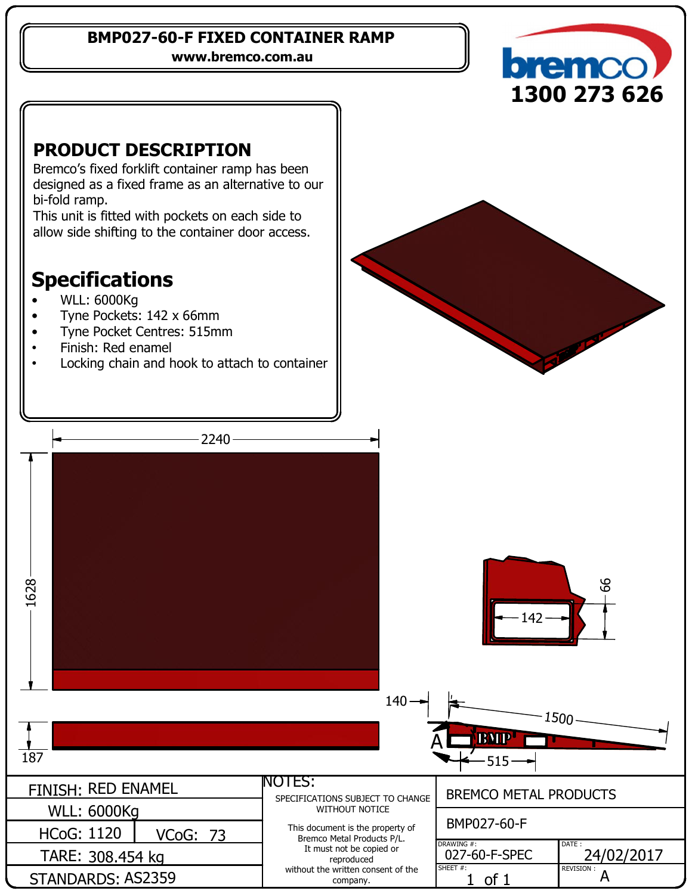# BMP027-60-F FIXED CONTAINER RAMP

www.bremco.com.au

bremco

1300 273 626

## PRODUCT DESCRIPTION

Bremco's fixed forklift container ramp has been designed as a fixed frame as an alternative to our bi-fold ramp.
This unit is fitted with pockets on each side to allow side shifting to the container door access.

## Specifications

- WLL: 6000Kg
- Tyne Pockets: 142 x 66mm
- Tyne Pocket Centres: 515mm
- Finish: Red enamel
- Locking chain and hook to attach to container

2240

1628

187

142

66

140

1500

515

A

BMP

| FINISH: RED ENAMEL | | NOTES: SPECIFICATIONS SUBJECT TO CHANGE WITHOUT NOTICE | BREMCO METAL PRODUCTS | |
|---|---|---|---|---|
| WLL: 6000Kg | | This document is the property of Bremco Metal Products P/L. It must not be copied or reproduced without the written consent of the company. | BMP027-60-F | |
| HCoG: 1120 | VCoG: 73 | | DRAWING #: 027-60-F-SPEC | DATE: 24/02/2017 |
| TARE: 308.454 kg | | | SHEET #: 1 of 1 | REVISION: A |
| STANDARDS: AS2359 | | | | |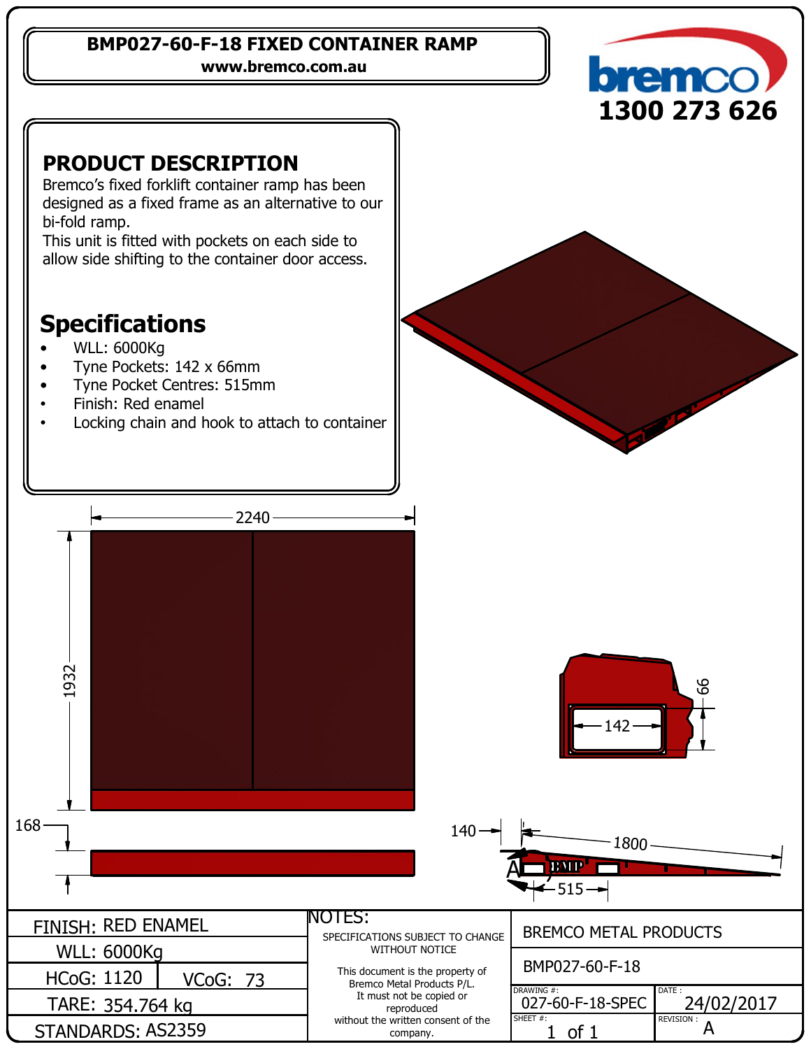# BMP027-60-F-18 FIXED CONTAINER RAMP

**www.bremco.com.au**

bremco

**1300 273 626**

## PRODUCT DESCRIPTION

Bremco's fixed forklift container ramp has been designed as a fixed frame as an alternative to our bi-fold ramp.
This unit is fitted with pockets on each side to allow side shifting to the container door access.

## Specifications

- WLL: 6000Kg
- Tyne Pockets: 142 x 66mm
- Tyne Pocket Centres: 515mm
- Finish: Red enamel
- Locking chain and hook to attach to container

2240
1932
168
66
142
140
1800
515
A

| | | | | |
|---|---|---|---|---|
| FINISH: RED ENAMEL | | NOTES: SPECIFICATIONS SUBJECT TO CHANGE WITHOUT NOTICE | BREMCO METAL PRODUCTS | |
| WLL: 6000Kg | | This document is the property of Bremco Metal Products P/L. It must not be copied or reproduced without the written consent of the company. | BMP027-60-F-18 | |
| HCoG: 1120 | VCoG: 73 | | DRAWING #: 027-60-F-18-SPEC | DATE : 24/02/2017 |
| TARE: 354.764 kg | | | SHEET #: 1 of 1 | REVISION : A |
| STANDARDS: AS2359 | | | | |